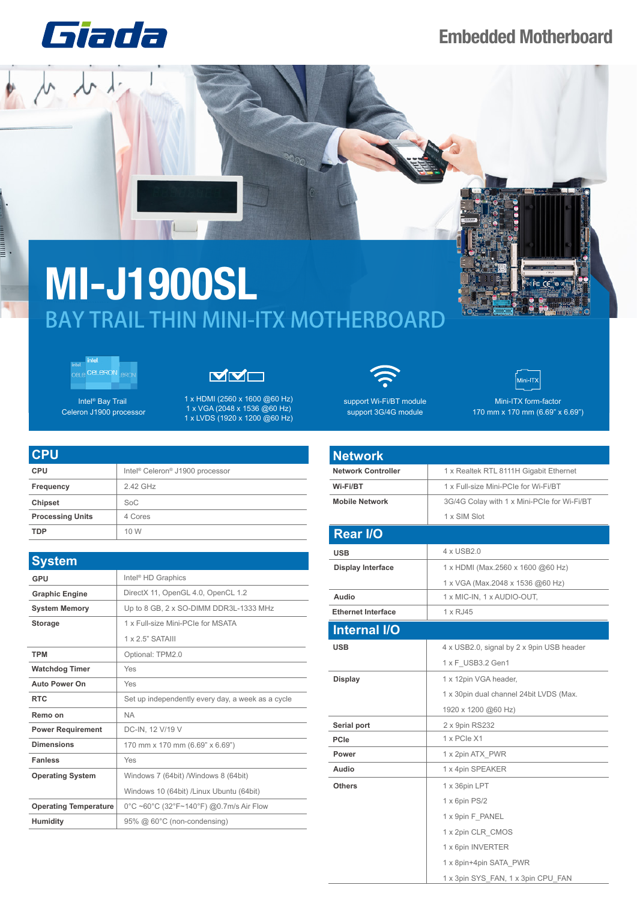Giada

Embedded Motherboard

# MI-J1900SL

## BAY TRAIL THIN MINI-ITX MOTHERBOARD

Intel® Bay Trail
Celeron J1900 processor

1 x HDMI (2560 x 1600 @60 Hz)
1 x VGA (2048 x 1536 @60 Hz)
1 x LVDS (1920 x 1200 @60 Hz)

support Wi-Fi/BT module
support 3G/4G module

Mini-ITX form-factor
170 mm x 170 mm (6.69" x 6.69")

## CPU

| | |
|---|---|
| **CPU** | Intel® Celeron® J1900 processor |
| **Frequency** | 2.42 GHz |
| **Chipset** | SoC |
| **Processing Units** | 4 Cores |
| **TDP** | 10 W |

## System

| | |
|---|---|
| **GPU** | Intel® HD Graphics |
| **Graphic Engine** | DirectX 11, OpenGL 4.0, OpenCL 1.2 |
| **System Memory** | Up to 8 GB, 2 x SO-DIMM DDR3L-1333 MHz |
| **Storage** | 1 x Full-size Mini-PCIe for MSATA<br>1 x 2.5" SATAIII |
| **TPM** | Optional: TPM2.0 |
| **Watchdog Timer** | Yes |
| **Auto Power On** | Yes |
| **RTC** | Set up independently every day, a week as a cycle |
| **Remo on** | NA |
| **Power Requirement** | DC-IN, 12 V/19 V |
| **Dimensions** | 170 mm x 170 mm (6.69" x 6.69") |
| **Fanless** | Yes |
| **Operating System** | Windows 7 (64bit) /Windows 8 (64bit)<br>Windows 10 (64bit) /Linux Ubuntu (64bit) |
| **Operating Temperature** | 0°C ~60°C (32°F~140°F) @0.7m/s Air Flow |
| **Humidity** | 95% @ 60°C (non-condensing) |

## Network

| | |
|---|---|
| **Network Controller** | 1 x Realtek RTL 8111H Gigabit Ethernet |
| **Wi-Fi/BT** | 1 x Full-size Mini-PCIe for Wi-Fi/BT |
| **Mobile Network** | 3G/4G Colay with 1 x Mini-PCIe for Wi-Fi/BT<br>1 x SIM Slot |

## Rear I/O

| | |
|---|---|
| **USB** | 4 x USB2.0 |
| **Display Interface** | 1 x HDMI (Max.2560 x 1600 @60 Hz)<br>1 x VGA (Max.2048 x 1536 @60 Hz) |
| **Audio** | 1 x MIC-IN, 1 x AUDIO-OUT, |
| **Ethernet Interface** | 1 x RJ45 |

## Internal I/O

| | |
|---|---|
| **USB** | 4 x USB2.0, signal by 2 x 9pin USB header<br>1 x F_USB3.2 Gen1 |
| **Display** | 1 x 12pin VGA header,<br>1 x 30pin dual channel 24bit LVDS (Max. 1920 x 1200 @60 Hz) |
| **Serial port** | 2 x 9pin RS232 |
| **PCIe** | 1 x PCIe X1 |
| **Power** | 1 x 2pin ATX_PWR |
| **Audio** | 1 x 4pin SPEAKER |
| **Others** | 1 x 36pin LPT<br>1 x 6pin PS/2<br>1 x 9pin F_PANEL<br>1 x 2pin CLR_CMOS<br>1 x 6pin INVERTER<br>1 x 8pin+4pin SATA_PWR<br>1 x 3pin SYS_FAN, 1 x 3pin CPU_FAN |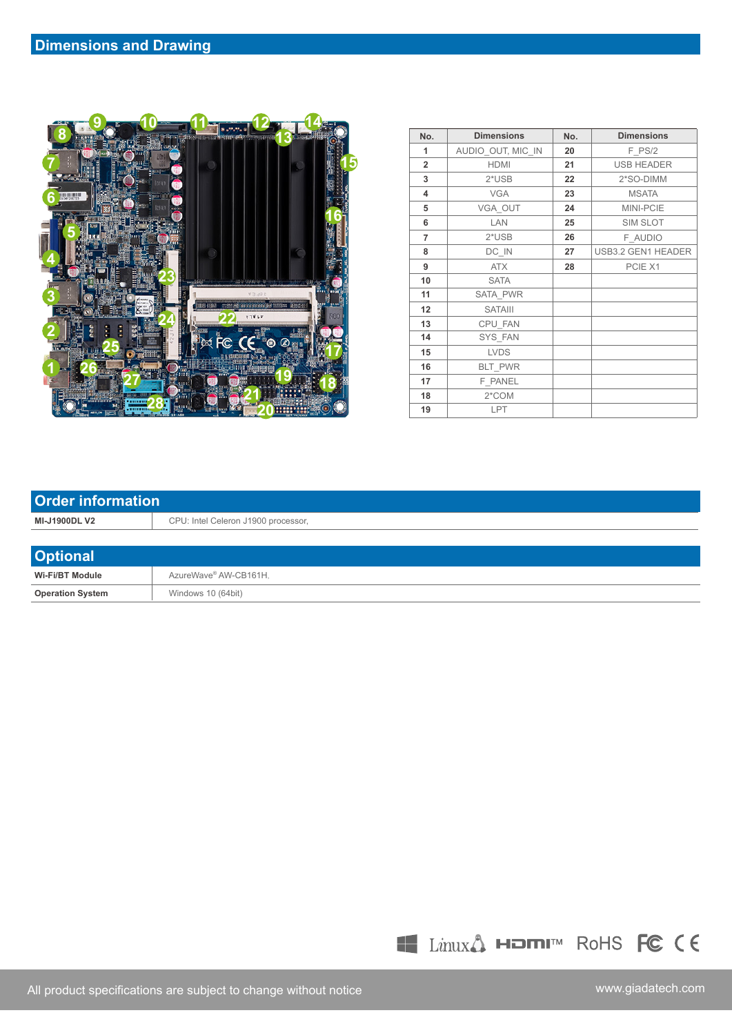## Dimensions and Drawing

| No. | Dimensions | No. | Dimensions |
|---|---|---|---|
| 1 | AUDIO_OUT, MIC_IN | 20 | F_PS/2 |
| 2 | HDMI | 21 | USB HEADER |
| 3 | 2*USB | 22 | 2*SO-DIMM |
| 4 | VGA | 23 | MSATA |
| 5 | VGA_OUT | 24 | MINI-PCIE |
| 6 | LAN | 25 | SIM SLOT |
| 7 | 2*USB | 26 | F_AUDIO |
| 8 | DC_IN | 27 | USB3.2 GEN1 HEADER |
| 9 | ATX | 28 | PCIE X1 |
| 10 | SATA | | |
| 11 | SATA_PWR | | |
| 12 | SATAIII | | |
| 13 | CPU_FAN | | |
| 14 | SYS_FAN | | |
| 15 | LVDS | | |
| 16 | BLT_PWR | | |
| 17 | F_PANEL | | |
| 18 | 2*COM | | |
| 19 | LPT | | |

## Order information

| | |
|---|---|
| **MI-J1900DL V2** | CPU: Intel Celeron J1900 processor, |

## Optional

| | |
|---|---|
| **Wi-Fi/BT Module** | AzureWave® AW-CB161H. |
| **Operation System** | Windows 10 (64bit) |

All product specifications are subject to change without notice

www.giadatech.com